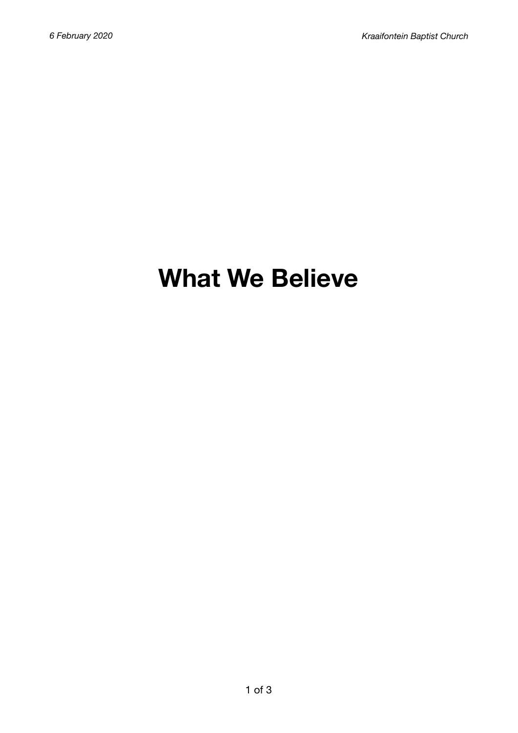# What We Believe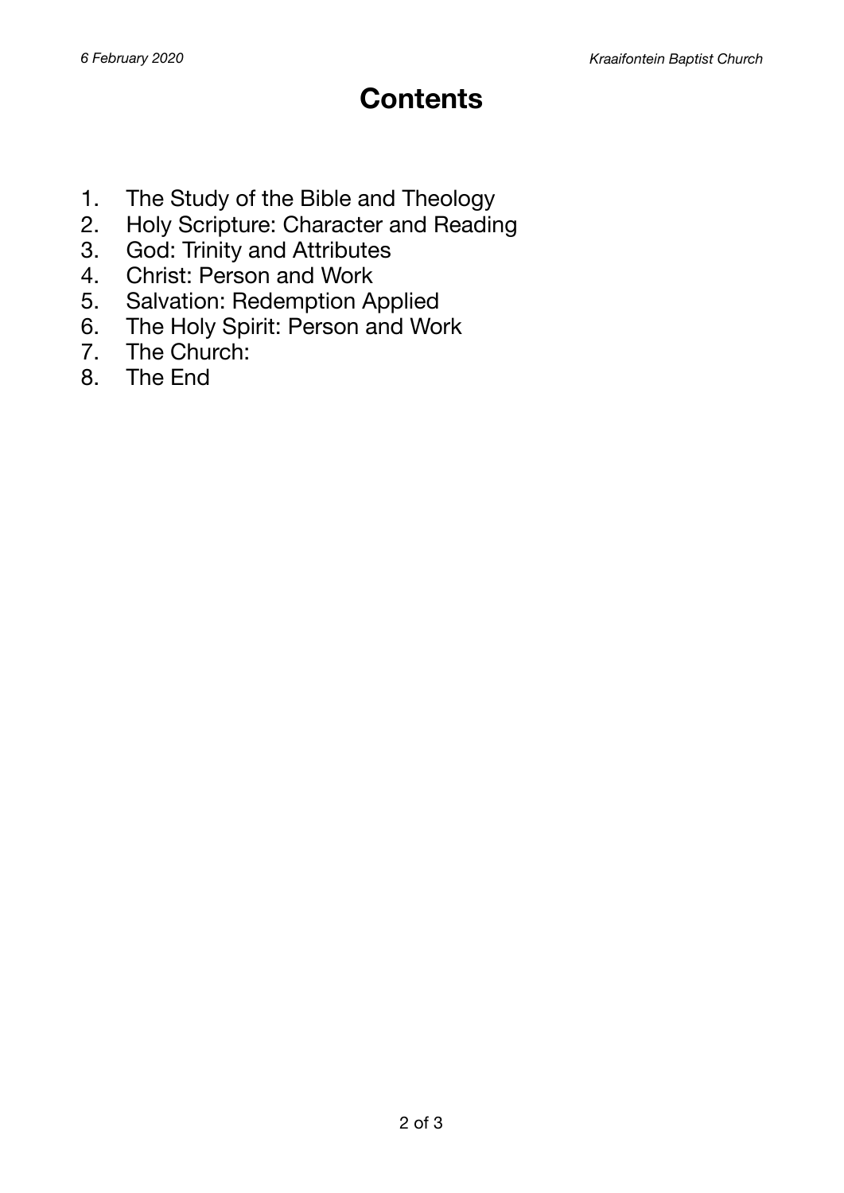# Contents

1. The Study of the Bible and Theology
2. Holy Scripture: Character and Reading
3. God: Trinity and Attributes
4. Christ: Person and Work
5. Salvation: Redemption Applied
6. The Holy Spirit: Person and Work
7. The Church:
8. The End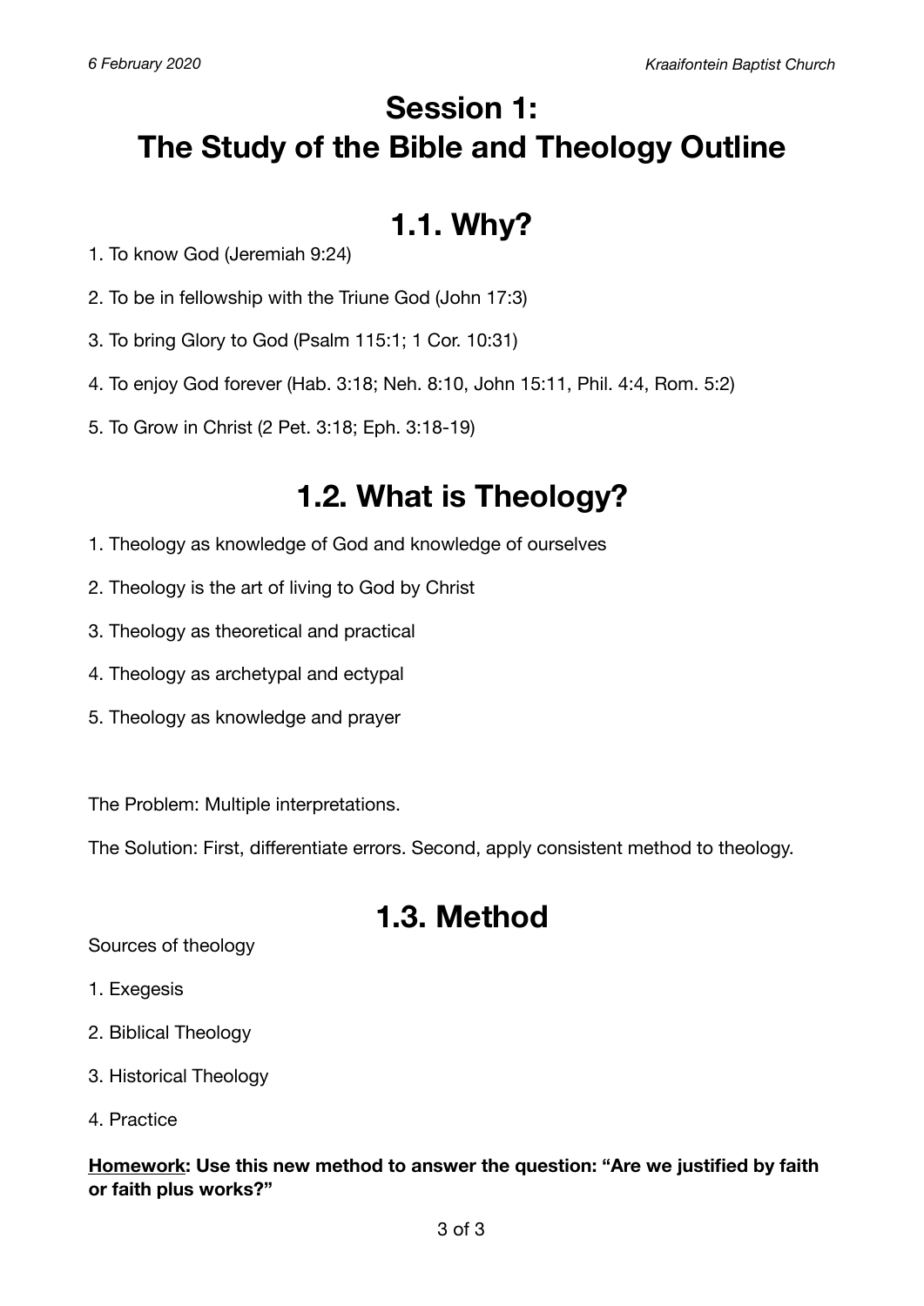# Session 1: The Study of the Bible and Theology Outline

## 1.1. Why?

1. To know God (Jeremiah 9:24)
2. To be in fellowship with the Triune God (John 17:3)
3. To bring Glory to God (Psalm 115:1; 1 Cor. 10:31)
4. To enjoy God forever (Hab. 3:18; Neh. 8:10, John 15:11, Phil. 4:4, Rom. 5:2)
5. To Grow in Christ (2 Pet. 3:18; Eph. 3:18-19)

## 1.2. What is Theology?

1. Theology as knowledge of God and knowledge of ourselves
2. Theology is the art of living to God by Christ
3. Theology as theoretical and practical
4. Theology as archetypal and ectypal
5. Theology as knowledge and prayer

The Problem: Multiple interpretations.

The Solution: First, differentiate errors. Second, apply consistent method to theology.

## 1.3. Method

Sources of theology

1. Exegesis
2. Biblical Theology
3. Historical Theology
4. Practice

**<u>Homework</u>: Use this new method to answer the question: "Are we justified by faith or faith plus works?"**